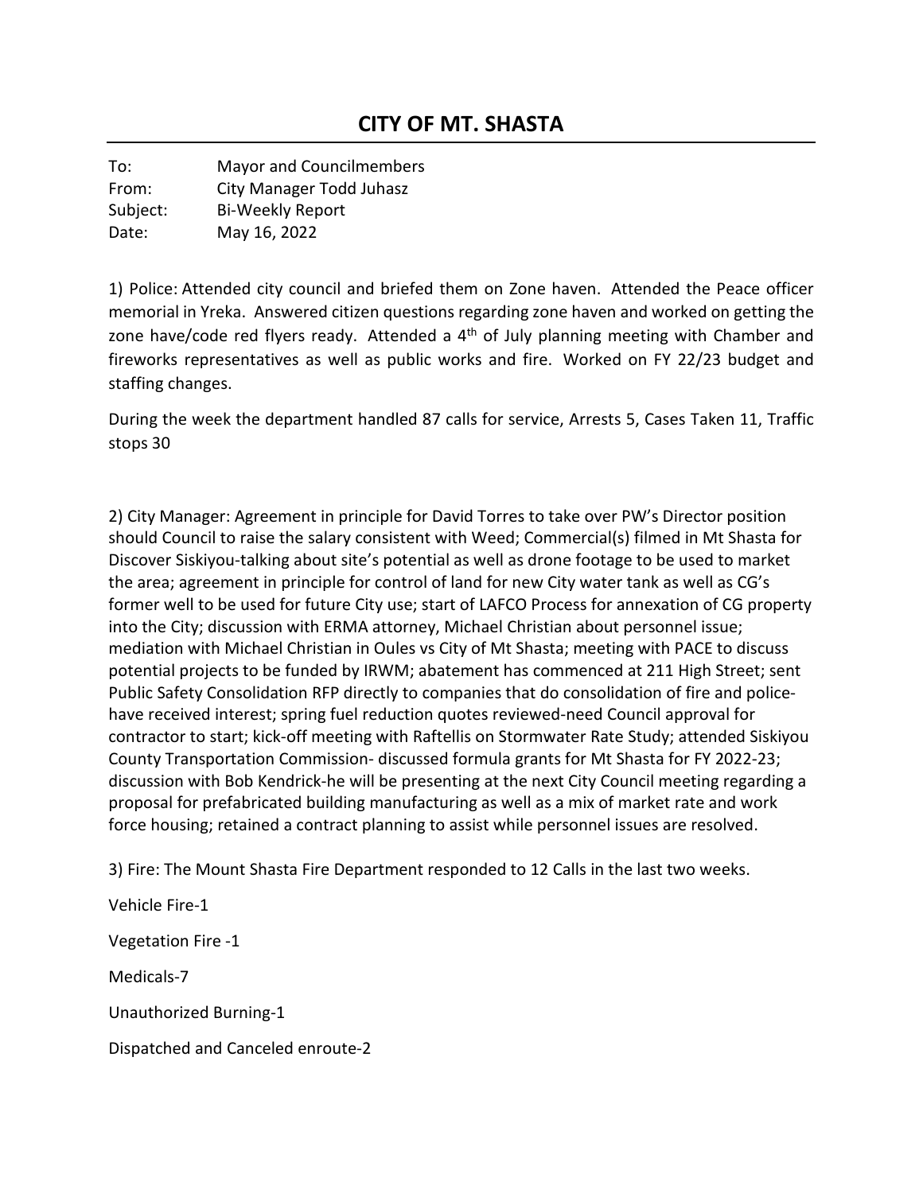# CITY OF MT. SHASTA

To: Mayor and Councilmembers
From: City Manager Todd Juhasz
Subject: Bi-Weekly Report
Date: May 16, 2022

1) Police: Attended city council and briefed them on Zone haven. Attended the Peace officer memorial in Yreka. Answered citizen questions regarding zone haven and worked on getting the zone have/code red flyers ready. Attended a 4th of July planning meeting with Chamber and fireworks representatives as well as public works and fire. Worked on FY 22/23 budget and staffing changes.

During the week the department handled 87 calls for service, Arrests 5, Cases Taken 11, Traffic stops 30

2) City Manager: Agreement in principle for David Torres to take over PW's Director position should Council to raise the salary consistent with Weed; Commercial(s) filmed in Mt Shasta for Discover Siskiyou-talking about site's potential as well as drone footage to be used to market the area; agreement in principle for control of land for new City water tank as well as CG's former well to be used for future City use; start of LAFCO Process for annexation of CG property into the City; discussion with ERMA attorney, Michael Christian about personnel issue; mediation with Michael Christian in Oules vs City of Mt Shasta; meeting with PACE to discuss potential projects to be funded by IRWM; abatement has commenced at 211 High Street; sent Public Safety Consolidation RFP directly to companies that do consolidation of fire and police-have received interest; spring fuel reduction quotes reviewed-need Council approval for contractor to start; kick-off meeting with Raftellis on Stormwater Rate Study; attended Siskiyou County Transportation Commission- discussed formula grants for Mt Shasta for FY 2022-23; discussion with Bob Kendrick-he will be presenting at the next City Council meeting regarding a proposal for prefabricated building manufacturing as well as a mix of market rate and work force housing; retained a contract planning to assist while personnel issues are resolved.

3) Fire: The Mount Shasta Fire Department responded to 12 Calls in the last two weeks.

Vehicle Fire-1

Vegetation Fire -1

Medicals-7

Unauthorized Burning-1

Dispatched and Canceled enroute-2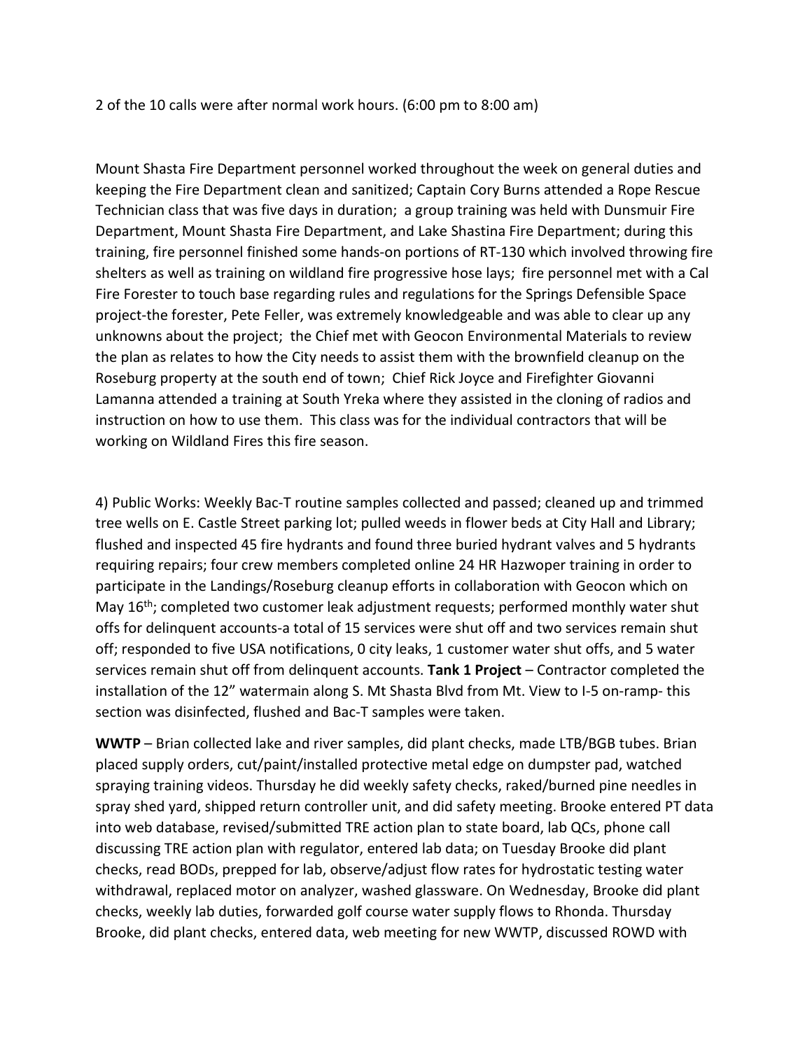2 of the 10 calls were after normal work hours. (6:00 pm to 8:00 am)

Mount Shasta Fire Department personnel worked throughout the week on general duties and keeping the Fire Department clean and sanitized; Captain Cory Burns attended a Rope Rescue Technician class that was five days in duration; a group training was held with Dunsmuir Fire Department, Mount Shasta Fire Department, and Lake Shastina Fire Department; during this training, fire personnel finished some hands-on portions of RT-130 which involved throwing fire shelters as well as training on wildland fire progressive hose lays; fire personnel met with a Cal Fire Forester to touch base regarding rules and regulations for the Springs Defensible Space project-the forester, Pete Feller, was extremely knowledgeable and was able to clear up any unknowns about the project; the Chief met with Geocon Environmental Materials to review the plan as relates to how the City needs to assist them with the brownfield cleanup on the Roseburg property at the south end of town; Chief Rick Joyce and Firefighter Giovanni Lamanna attended a training at South Yreka where they assisted in the cloning of radios and instruction on how to use them. This class was for the individual contractors that will be working on Wildland Fires this fire season.

4) Public Works: Weekly Bac-T routine samples collected and passed; cleaned up and trimmed tree wells on E. Castle Street parking lot; pulled weeds in flower beds at City Hall and Library; flushed and inspected 45 fire hydrants and found three buried hydrant valves and 5 hydrants requiring repairs; four crew members completed online 24 HR Hazwoper training in order to participate in the Landings/Roseburg cleanup efforts in collaboration with Geocon which on May 16th; completed two customer leak adjustment requests; performed monthly water shut offs for delinquent accounts-a total of 15 services were shut off and two services remain shut off; responded to five USA notifications, 0 city leaks, 1 customer water shut offs, and 5 water services remain shut off from delinquent accounts. **Tank 1 Project** – Contractor completed the installation of the 12" watermain along S. Mt Shasta Blvd from Mt. View to I-5 on-ramp- this section was disinfected, flushed and Bac-T samples were taken.

**WWTP** – Brian collected lake and river samples, did plant checks, made LTB/BGB tubes. Brian placed supply orders, cut/paint/installed protective metal edge on dumpster pad, watched spraying training videos. Thursday he did weekly safety checks, raked/burned pine needles in spray shed yard, shipped return controller unit, and did safety meeting. Brooke entered PT data into web database, revised/submitted TRE action plan to state board, lab QCs, phone call discussing TRE action plan with regulator, entered lab data; on Tuesday Brooke did plant checks, read BODs, prepped for lab, observe/adjust flow rates for hydrostatic testing water withdrawal, replaced motor on analyzer, washed glassware. On Wednesday, Brooke did plant checks, weekly lab duties, forwarded golf course water supply flows to Rhonda. Thursday Brooke, did plant checks, entered data, web meeting for new WWTP, discussed ROWD with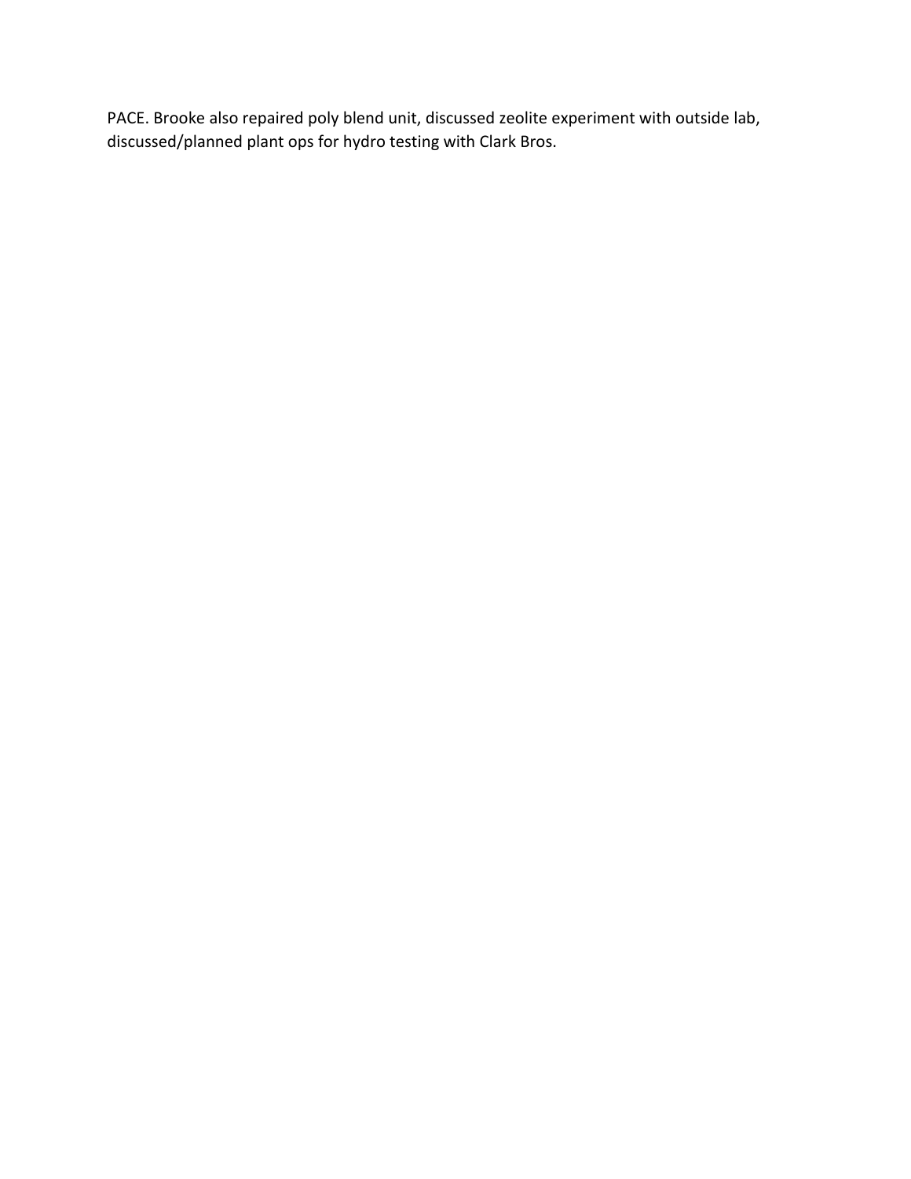PACE. Brooke also repaired poly blend unit, discussed zeolite experiment with outside lab, discussed/planned plant ops for hydro testing with Clark Bros.